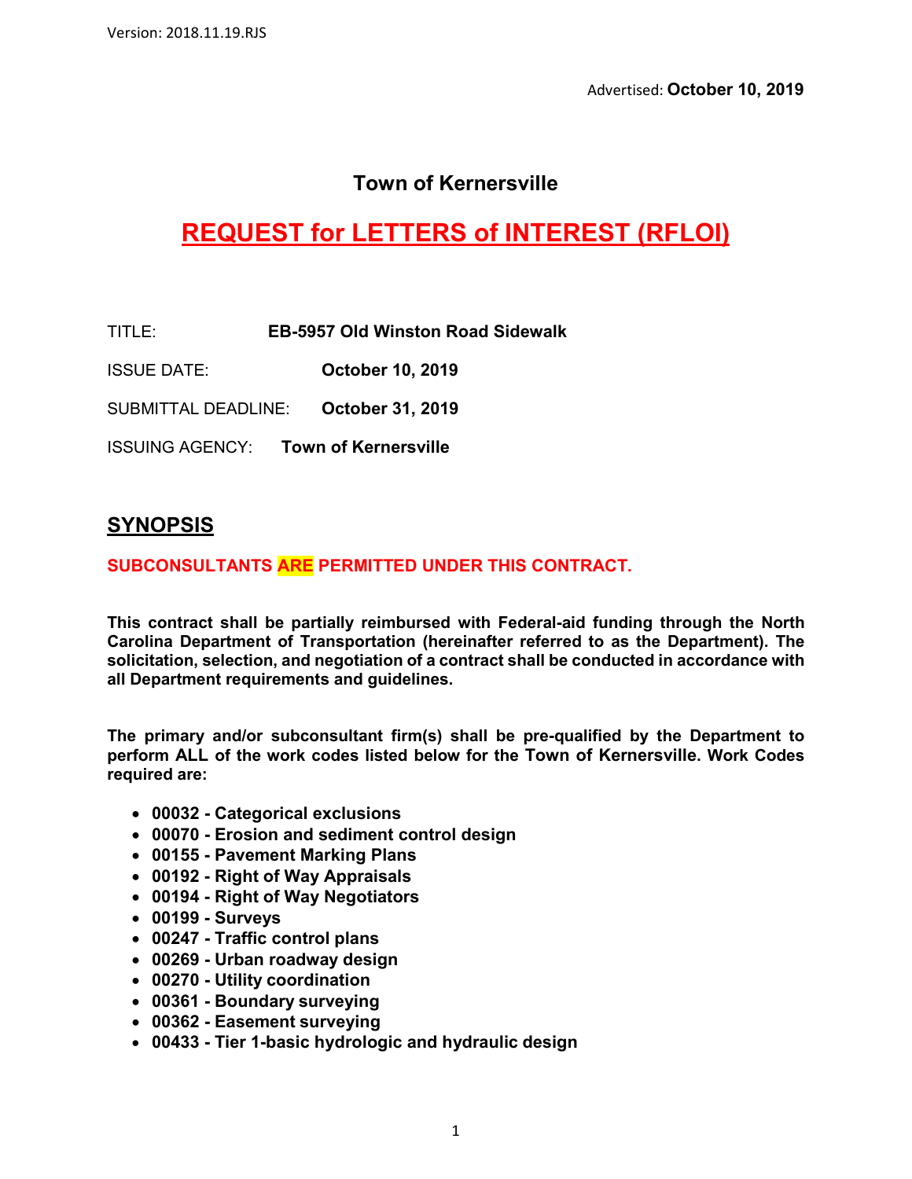Version: 2018.11.19.RJS

Advertised: **October 10, 2019**

# Town of Kernersville

# REQUEST for LETTERS of INTEREST (RFLOI)

TITLE: **EB-5957 Old Winston Road Sidewalk**

ISSUE DATE: **October 10, 2019**

SUBMITTAL DEADLINE: **October 31, 2019**

ISSUING AGENCY: **Town of Kernersville**

## SYNOPSIS

**SUBCONSULTANTS ARE PERMITTED UNDER THIS CONTRACT.**

**This contract shall be partially reimbursed with Federal-aid funding through the North Carolina Department of Transportation (hereinafter referred to as the Department). The solicitation, selection, and negotiation of a contract shall be conducted in accordance with all Department requirements and guidelines.**

**The primary and/or subconsultant firm(s) shall be pre-qualified by the Department to perform ALL of the work codes listed below for the Town of Kernersville. Work Codes required are:**

- **00032 - Categorical exclusions**
- **00070 - Erosion and sediment control design**
- **00155 - Pavement Marking Plans**
- **00192 - Right of Way Appraisals**
- **00194 - Right of Way Negotiators**
- **00199 - Surveys**
- **00247 - Traffic control plans**
- **00269 - Urban roadway design**
- **00270 - Utility coordination**
- **00361 - Boundary surveying**
- **00362 - Easement surveying**
- **00433 - Tier 1-basic hydrologic and hydraulic design**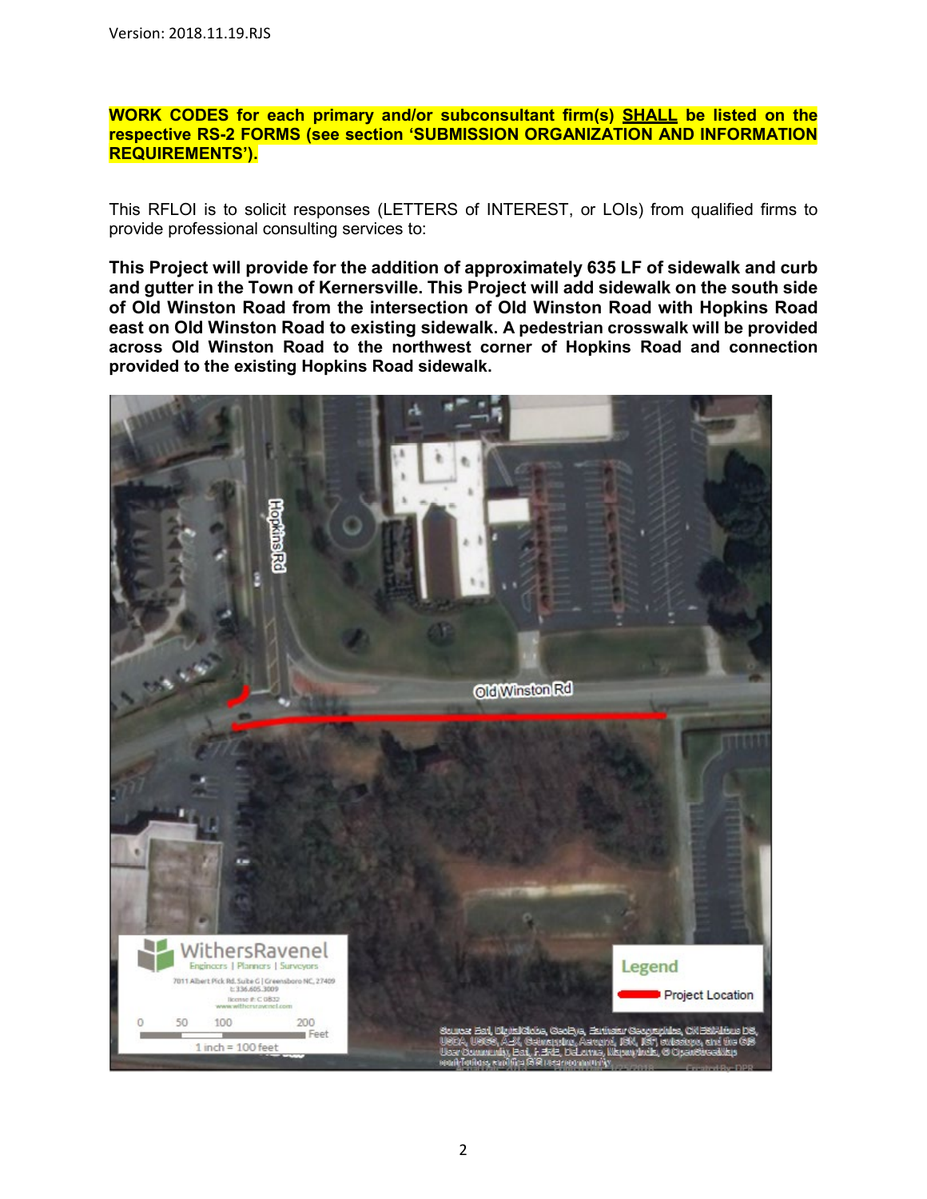Version: 2018.11.19.RJS

**WORK CODES for each primary and/or subconsultant firm(s) SHALL be listed on the respective RS-2 FORMS (see section 'SUBMISSION ORGANIZATION AND INFORMATION REQUIREMENTS').**

This RFLOI is to solicit responses (LETTERS of INTEREST, or LOIs) from qualified firms to provide professional consulting services to:

**This Project will provide for the addition of approximately 635 LF of sidewalk and curb and gutter in the Town of Kernersville. This Project will add sidewalk on the south side of Old Winston Road from the intersection of Old Winston Road with Hopkins Road east on Old Winston Road to existing sidewalk. A pedestrian crosswalk will be provided across Old Winston Road to the northwest corner of Hopkins Road and connection provided to the existing Hopkins Road sidewalk.**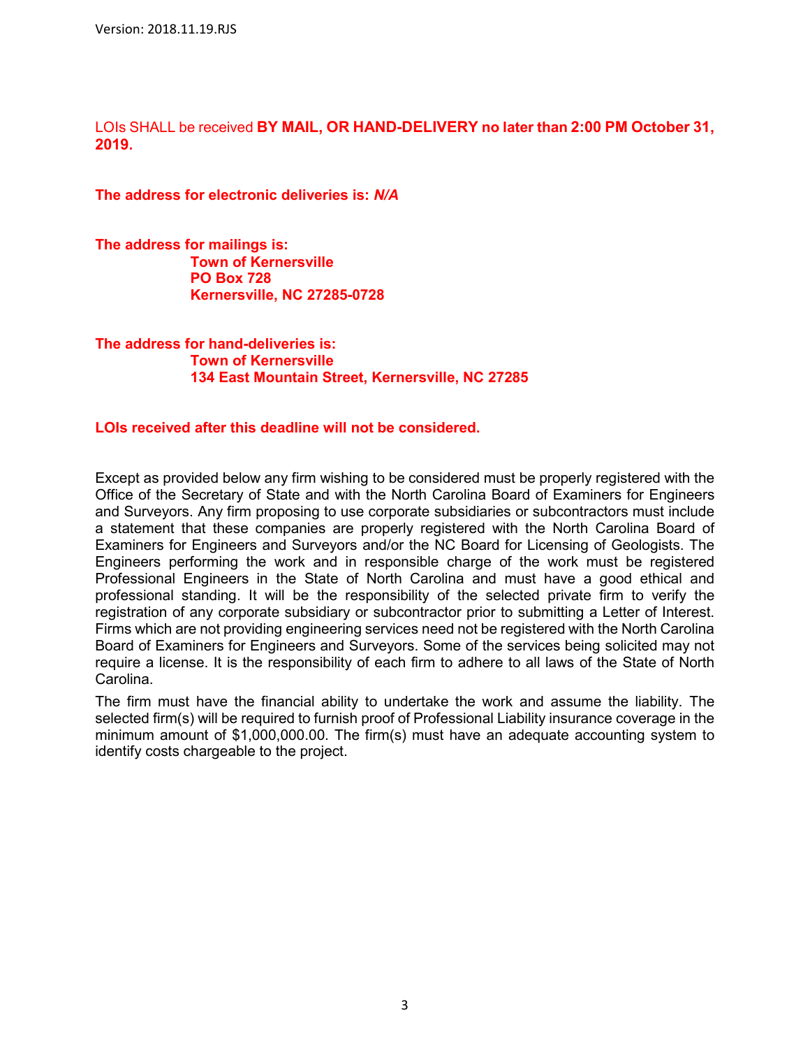LOIs SHALL be received **BY MAIL, OR HAND-DELIVERY no later than 2:00 PM October 31, 2019.**

**The address for electronic deliveries is: *N/A***

**The address for mailings is:**
**Town of Kernersville**
**PO Box 728**
**Kernersville, NC 27285-0728**

**The address for hand-deliveries is:**
**Town of Kernersville**
**134 East Mountain Street, Kernersville, NC 27285**

**LOIs received after this deadline will not be considered.**

Except as provided below any firm wishing to be considered must be properly registered with the Office of the Secretary of State and with the North Carolina Board of Examiners for Engineers and Surveyors. Any firm proposing to use corporate subsidiaries or subcontractors must include a statement that these companies are properly registered with the North Carolina Board of Examiners for Engineers and Surveyors and/or the NC Board for Licensing of Geologists. The Engineers performing the work and in responsible charge of the work must be registered Professional Engineers in the State of North Carolina and must have a good ethical and professional standing. It will be the responsibility of the selected private firm to verify the registration of any corporate subsidiary or subcontractor prior to submitting a Letter of Interest. Firms which are not providing engineering services need not be registered with the North Carolina Board of Examiners for Engineers and Surveyors. Some of the services being solicited may not require a license. It is the responsibility of each firm to adhere to all laws of the State of North Carolina.

The firm must have the financial ability to undertake the work and assume the liability. The selected firm(s) will be required to furnish proof of Professional Liability insurance coverage in the minimum amount of $1,000,000.00. The firm(s) must have an adequate accounting system to identify costs chargeable to the project.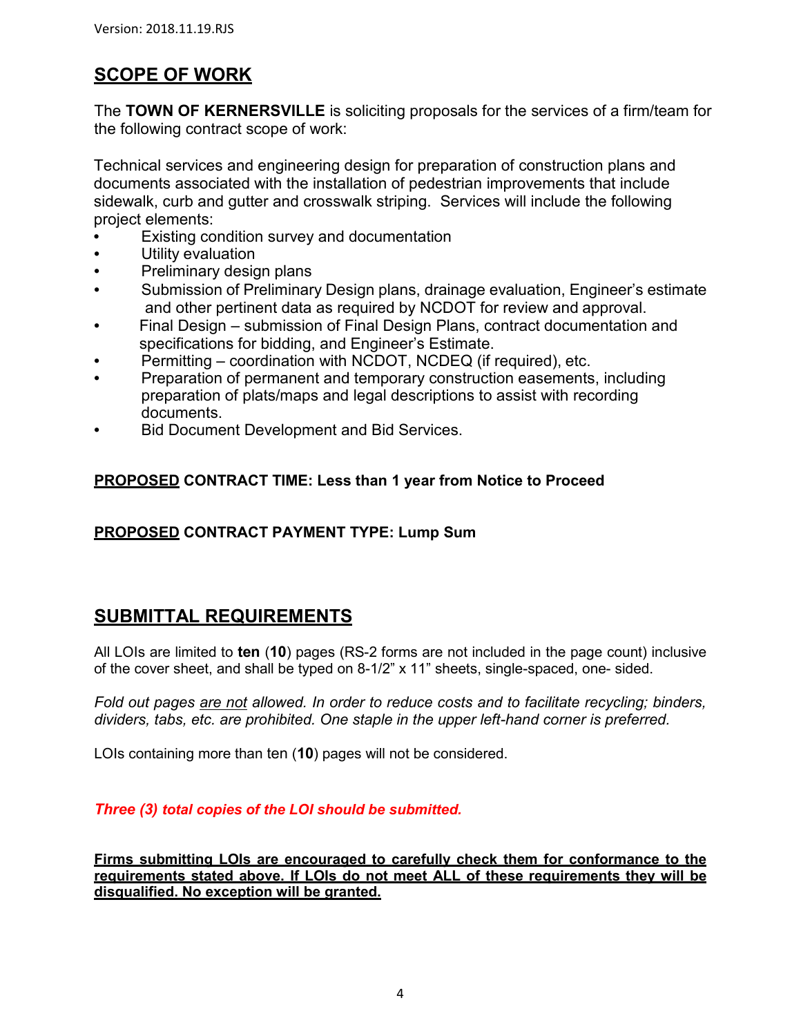## SCOPE OF WORK

The **TOWN OF KERNERSVILLE** is soliciting proposals for the services of a firm/team for the following contract scope of work:

Technical services and engineering design for preparation of construction plans and documents associated with the installation of pedestrian improvements that include sidewalk, curb and gutter and crosswalk striping. Services will include the following project elements:

- Existing condition survey and documentation
- Utility evaluation
- Preliminary design plans
- Submission of Preliminary Design plans, drainage evaluation, Engineer's estimate and other pertinent data as required by NCDOT for review and approval.
- Final Design – submission of Final Design Plans, contract documentation and specifications for bidding, and Engineer's Estimate.
- Permitting – coordination with NCDOT, NCDEQ (if required), etc.
- Preparation of permanent and temporary construction easements, including preparation of plats/maps and legal descriptions to assist with recording documents.
- Bid Document Development and Bid Services.

**PROPOSED CONTRACT TIME: Less than 1 year from Notice to Proceed**

**PROPOSED CONTRACT PAYMENT TYPE: Lump Sum**

## SUBMITTAL REQUIREMENTS

All LOIs are limited to **ten** (**10**) pages (RS-2 forms are not included in the page count) inclusive of the cover sheet, and shall be typed on 8-1/2" x 11" sheets, single-spaced, one- sided.

*Fold out pages are not allowed. In order to reduce costs and to facilitate recycling; binders, dividers, tabs, etc. are prohibited. One staple in the upper left-hand corner is preferred.*

LOIs containing more than ten (**10**) pages will not be considered.

***Three (3) total copies of the LOI should be submitted.***

**Firms submitting LOIs are encouraged to carefully check them for conformance to the requirements stated above. If LOIs do not meet ALL of these requirements they will be disqualified. No exception will be granted.**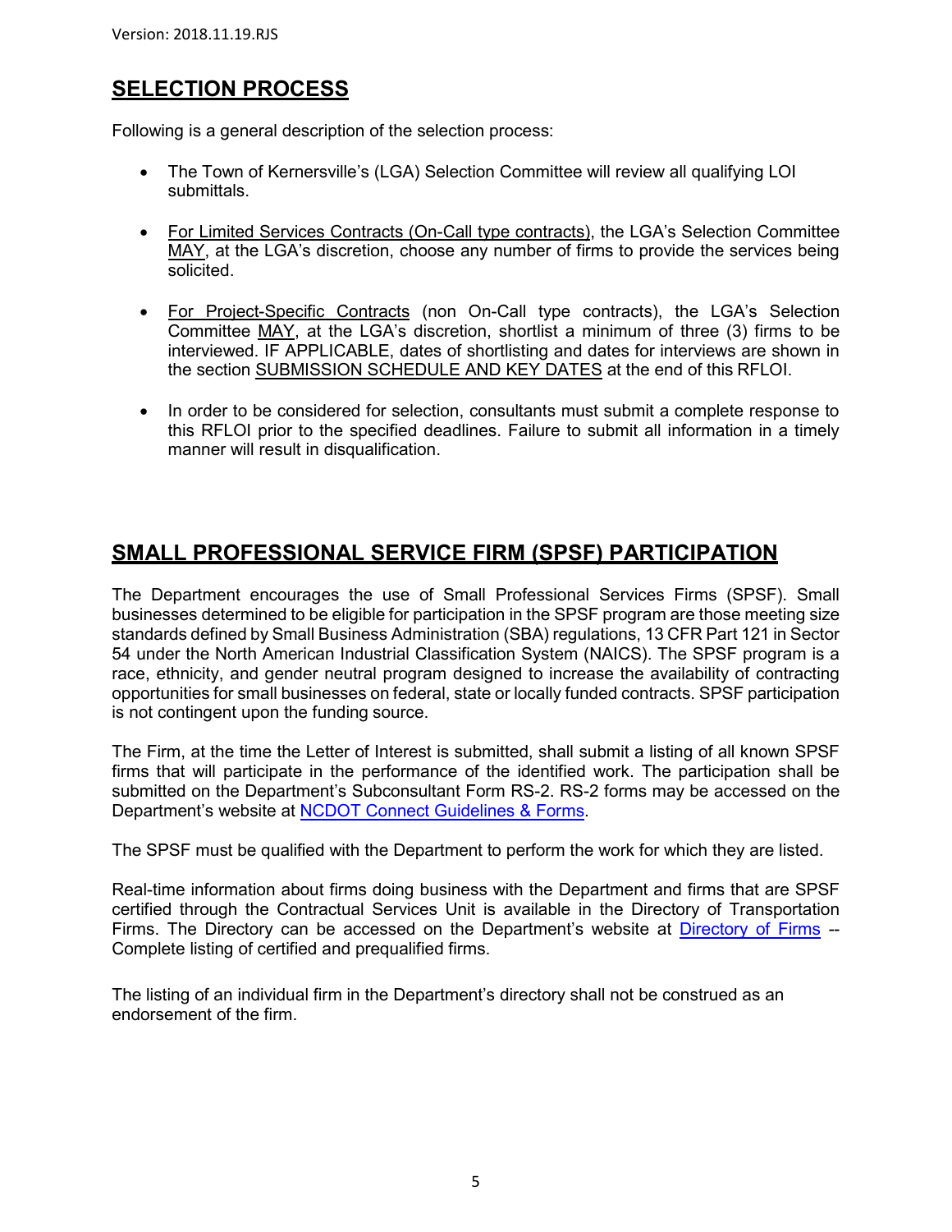## SELECTION PROCESS

Following is a general description of the selection process:

- The Town of Kernersville's (LGA) Selection Committee will review all qualifying LOI submittals.

- For Limited Services Contracts (On-Call type contracts), the LGA's Selection Committee MAY, at the LGA's discretion, choose any number of firms to provide the services being solicited.

- For Project-Specific Contracts (non On-Call type contracts), the LGA's Selection Committee MAY, at the LGA's discretion, shortlist a minimum of three (3) firms to be interviewed. IF APPLICABLE, dates of shortlisting and dates for interviews are shown in the section SUBMISSION SCHEDULE AND KEY DATES at the end of this RFLOI.

- In order to be considered for selection, consultants must submit a complete response to this RFLOI prior to the specified deadlines. Failure to submit all information in a timely manner will result in disqualification.

## SMALL PROFESSIONAL SERVICE FIRM (SPSF) PARTICIPATION

The Department encourages the use of Small Professional Services Firms (SPSF). Small businesses determined to be eligible for participation in the SPSF program are those meeting size standards defined by Small Business Administration (SBA) regulations, 13 CFR Part 121 in Sector 54 under the North American Industrial Classification System (NAICS). The SPSF program is a race, ethnicity, and gender neutral program designed to increase the availability of contracting opportunities for small businesses on federal, state or locally funded contracts. SPSF participation is not contingent upon the funding source.

The Firm, at the time the Letter of Interest is submitted, shall submit a listing of all known SPSF firms that will participate in the performance of the identified work. The participation shall be submitted on the Department's Subconsultant Form RS-2. RS-2 forms may be accessed on the Department's website at NCDOT Connect Guidelines & Forms.

The SPSF must be qualified with the Department to perform the work for which they are listed.

Real-time information about firms doing business with the Department and firms that are SPSF certified through the Contractual Services Unit is available in the Directory of Transportation Firms. The Directory can be accessed on the Department's website at Directory of Firms -- Complete listing of certified and prequalified firms.

The listing of an individual firm in the Department's directory shall not be construed as an endorsement of the firm.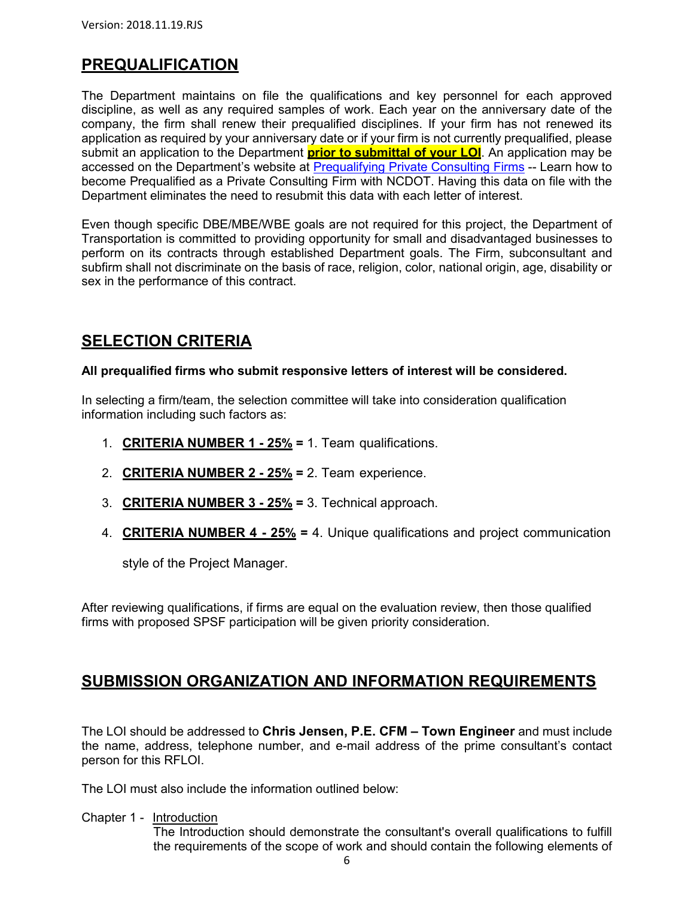## PREQUALIFICATION

The Department maintains on file the qualifications and key personnel for each approved discipline, as well as any required samples of work. Each year on the anniversary date of the company, the firm shall renew their prequalified disciplines. If your firm has not renewed its application as required by your anniversary date or if your firm is not currently prequalified, please submit an application to the Department **prior to submittal of your LOI**. An application may be accessed on the Department's website at Prequalifying Private Consulting Firms -- Learn how to become Prequalified as a Private Consulting Firm with NCDOT. Having this data on file with the Department eliminates the need to resubmit this data with each letter of interest.

Even though specific DBE/MBE/WBE goals are not required for this project, the Department of Transportation is committed to providing opportunity for small and disadvantaged businesses to perform on its contracts through established Department goals. The Firm, subconsultant and subfirm shall not discriminate on the basis of race, religion, color, national origin, age, disability or sex in the performance of this contract.

## SELECTION CRITERIA

**All prequalified firms who submit responsive letters of interest will be considered.**

In selecting a firm/team, the selection committee will take into consideration qualification information including such factors as:

1. **CRITERIA NUMBER 1 - 25% =** 1. Team qualifications.
2. **CRITERIA NUMBER 2 - 25% =** 2. Team experience.
3. **CRITERIA NUMBER 3 - 25% =** 3. Technical approach.
4. **CRITERIA NUMBER 4 - 25% =** 4. Unique qualifications and project communication style of the Project Manager.

After reviewing qualifications, if firms are equal on the evaluation review, then those qualified firms with proposed SPSF participation will be given priority consideration.

## SUBMISSION ORGANIZATION AND INFORMATION REQUIREMENTS

The LOI should be addressed to **Chris Jensen, P.E. CFM – Town Engineer** and must include the name, address, telephone number, and e-mail address of the prime consultant's contact person for this RFLOI.

The LOI must also include the information outlined below:

Chapter 1 - Introduction

The Introduction should demonstrate the consultant's overall qualifications to fulfill the requirements of the scope of work and should contain the following elements of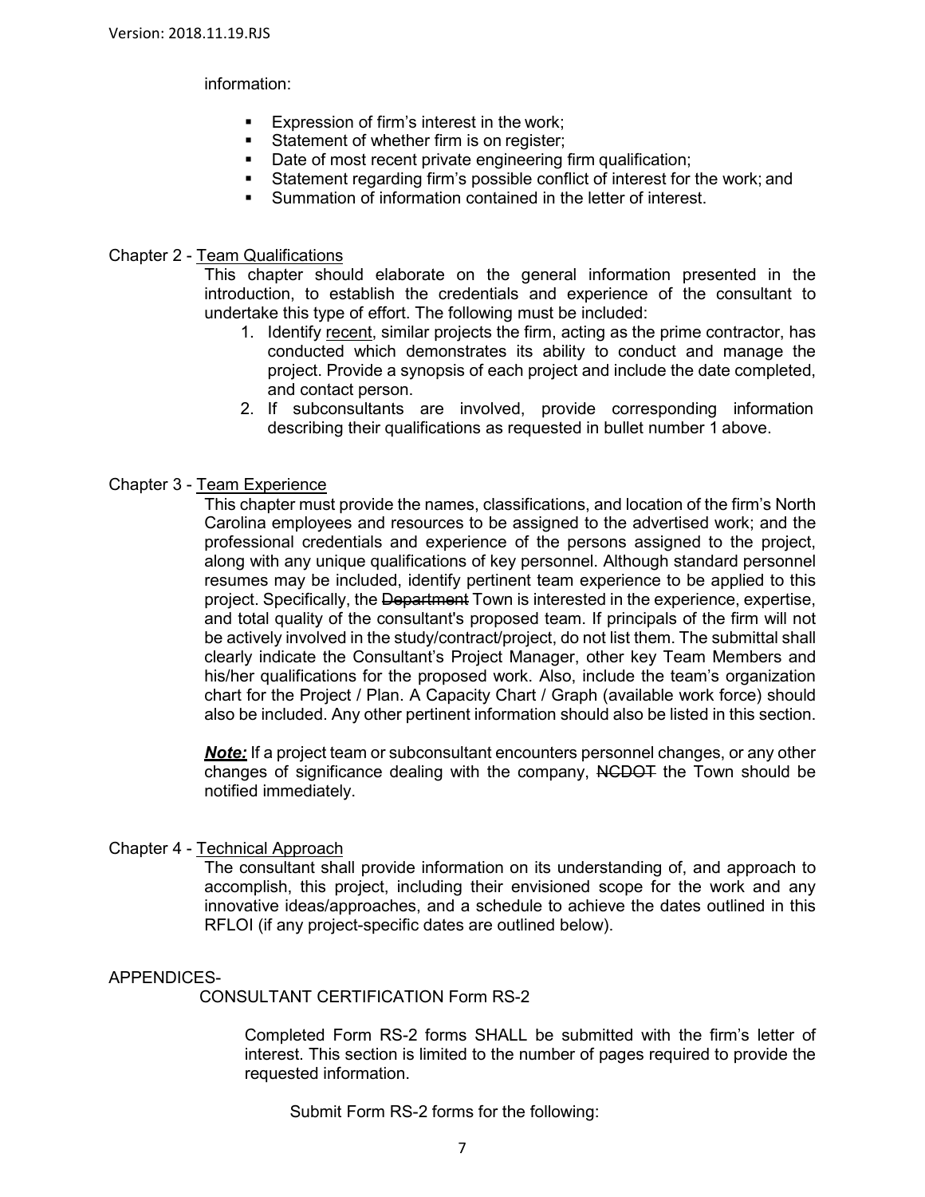information:

- Expression of firm's interest in the work;
- Statement of whether firm is on register;
- Date of most recent private engineering firm qualification;
- Statement regarding firm's possible conflict of interest for the work; and
- Summation of information contained in the letter of interest.

Chapter 2 - Team Qualifications

This chapter should elaborate on the general information presented in the introduction, to establish the credentials and experience of the consultant to undertake this type of effort. The following must be included:

1. Identify recent, similar projects the firm, acting as the prime contractor, has conducted which demonstrates its ability to conduct and manage the project. Provide a synopsis of each project and include the date completed, and contact person.
2. If subconsultants are involved, provide corresponding information describing their qualifications as requested in bullet number 1 above.

Chapter 3 - Team Experience

This chapter must provide the names, classifications, and location of the firm's North Carolina employees and resources to be assigned to the advertised work; and the professional credentials and experience of the persons assigned to the project, along with any unique qualifications of key personnel. Although standard personnel resumes may be included, identify pertinent team experience to be applied to this project. Specifically, the ~~Department~~ Town is interested in the experience, expertise, and total quality of the consultant's proposed team. If principals of the firm will not be actively involved in the study/contract/project, do not list them. The submittal shall clearly indicate the Consultant's Project Manager, other key Team Members and his/her qualifications for the proposed work. Also, include the team's organization chart for the Project / Plan. A Capacity Chart / Graph (available work force) should also be included. Any other pertinent information should also be listed in this section.

***Note:*** If a project team or subconsultant encounters personnel changes, or any other changes of significance dealing with the company, ~~NCDOT~~ the Town should be notified immediately.

Chapter 4 - Technical Approach

The consultant shall provide information on its understanding of, and approach to accomplish, this project, including their envisioned scope for the work and any innovative ideas/approaches, and a schedule to achieve the dates outlined in this RFLOI (if any project-specific dates are outlined below).

APPENDICES-

CONSULTANT CERTIFICATION Form RS-2

Completed Form RS-2 forms SHALL be submitted with the firm's letter of interest. This section is limited to the number of pages required to provide the requested information.

Submit Form RS-2 forms for the following: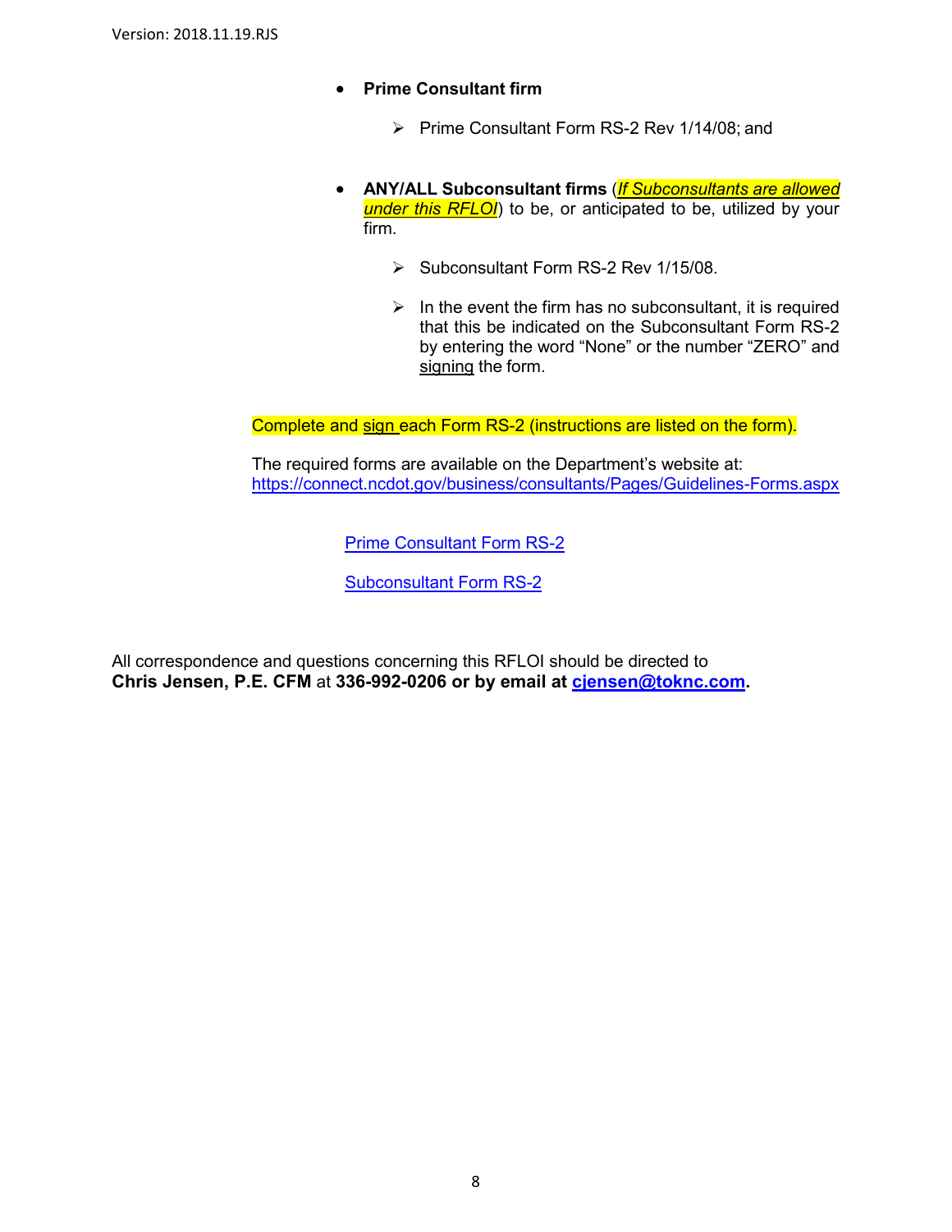- **Prime Consultant firm**
  - Prime Consultant Form RS-2 Rev 1/14/08; and

- **ANY/ALL Subconsultant firms** (*If Subconsultants are allowed under this RFLOI*) to be, or anticipated to be, utilized by your firm.
  - Subconsultant Form RS-2 Rev 1/15/08.
  - In the event the firm has no subconsultant, it is required that this be indicated on the Subconsultant Form RS-2 by entering the word "None" or the number "ZERO" and signing the form.

Complete and sign each Form RS-2 (instructions are listed on the form).

The required forms are available on the Department's website at:
https://connect.ncdot.gov/business/consultants/Pages/Guidelines-Forms.aspx

Prime Consultant Form RS-2

Subconsultant Form RS-2

All correspondence and questions concerning this RFLOI should be directed to **Chris Jensen, P.E. CFM** at **336-992-0206 or by email at cjensen@toknc.com.**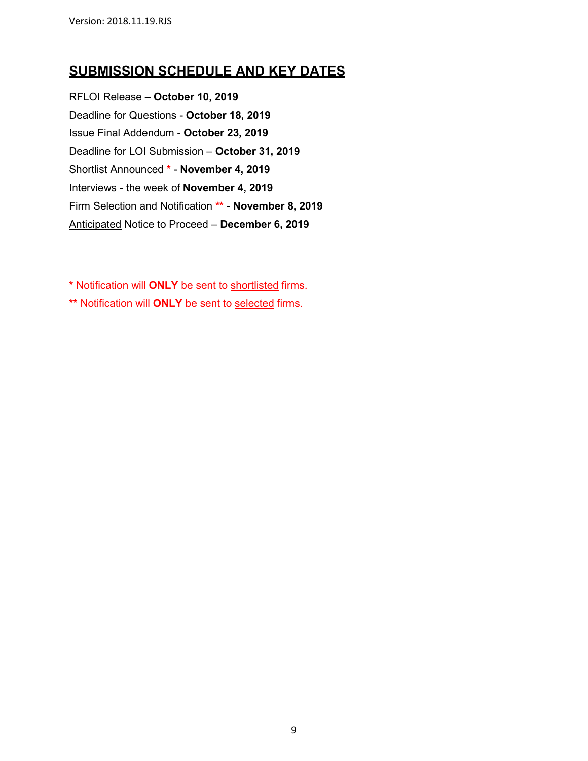## SUBMISSION SCHEDULE AND KEY DATES

RFLOI Release – **October 10, 2019**

Deadline for Questions - **October 18, 2019**

Issue Final Addendum - **October 23, 2019**

Deadline for LOI Submission – **October 31, 2019**

Shortlist Announced * - **November 4, 2019**

Interviews - the week of **November 4, 2019**

Firm Selection and Notification ** - **November 8, 2019**

Anticipated Notice to Proceed – **December 6, 2019**

* Notification will **ONLY** be sent to shortlisted firms.

** Notification will **ONLY** be sent to selected firms.